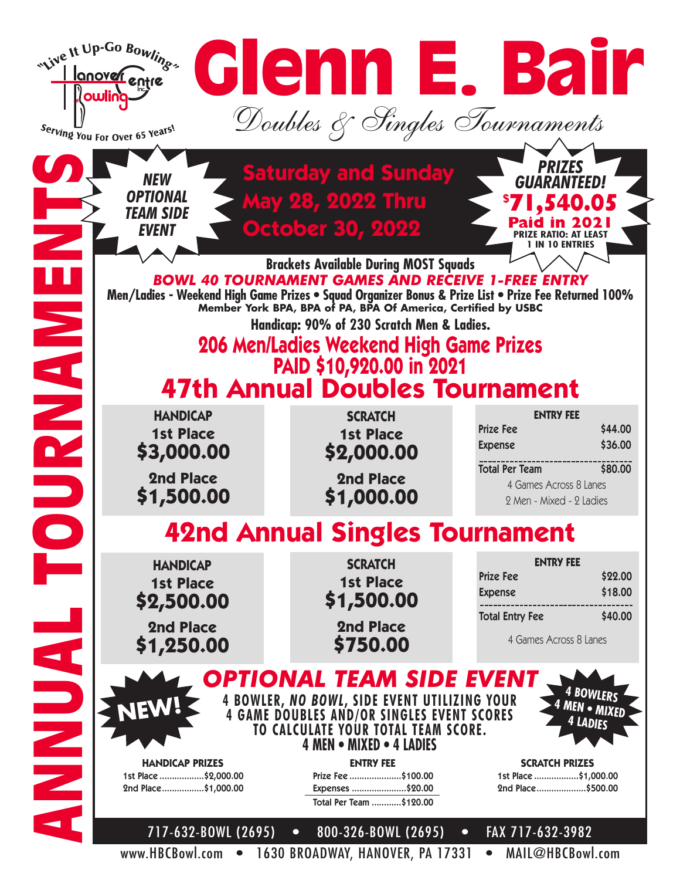"Live It Up-Go Bowling"

Hanover Centre Bowling Inc.

Serving You For Over 65 Years!

# Glenn E. Bair

## Doubles & Singles Tournaments

ANNUAL TOURNAMENTS

**NEW OPTIONAL TEAM SIDE EVENT**

**Saturday and Sunday May 28, 2022 Thru October 30, 2022**

**PRIZES GUARANTEED! $71,540.05 Paid in 2021**
PRIZE RATIO: AT LEAST 1 IN 10 ENTRIES

**Brackets Available During MOST Squads**

***BOWL 40 TOURNAMENT GAMES AND RECEIVE 1-FREE ENTRY***

**Men/Ladies - Weekend High Game Prizes • Squad Organizer Bonus & Prize List • Prize Fee Returned 100%**
Member York BPA, BPA of PA, BPA Of America, Certified by USBC

**Handicap: 90% of 230 Scratch Men & Ladies.**

**206 Men/Ladies Weekend High Game Prizes PAID $10,920.00 in 2021**

## 47th Annual Doubles Tournament

| HANDICAP | SCRATCH |
|---|---|
| 1st Place $3,000.00 | 1st Place $2,000.00 |
| 2nd Place $1,500.00 | 2nd Place $1,000.00 |

| ENTRY FEE | |
|---|---|
| Prize Fee | $44.00 |
| Expense | $36.00 |
| Total Per Team | $80.00 |

4 Games Across 8 Lanes
2 Men - Mixed - 2 Ladies

## 42nd Annual Singles Tournament

| HANDICAP | SCRATCH |
|---|---|
| 1st Place $2,500.00 | 1st Place $1,500.00 |
| 2nd Place $1,250.00 | 2nd Place $750.00 |

| ENTRY FEE | |
|---|---|
| Prize Fee | $22.00 |
| Expense | $18.00 |
| Total Entry Fee | $40.00 |

4 Games Across 8 Lanes

## OPTIONAL TEAM SIDE EVENT

**NEW!**

**4 BOWLER, *NO BOWL*, SIDE EVENT UTILIZING YOUR 4 GAME DOUBLES AND/OR SINGLES EVENT SCORES TO CALCULATE YOUR TOTAL TEAM SCORE.**
**4 MEN • MIXED • 4 LADIES**

**4 BOWLERS 4 MEN • MIXED 4 LADIES**

**HANDICAP PRIZES**
1st Place ..................$2,000.00
2nd Place..................$1,000.00

**ENTRY FEE**
Prize Fee ......................$100.00
Expenses .......................$20.00
Total Per Team ............$120.00

**SCRATCH PRIZES**
1st Place ..................$1,000.00
2nd Place....................$500.00

717-632-BOWL (2695) • 800-326-BOWL (2695) • FAX 717-632-3982

www.HBCBowl.com • 1630 BROADWAY, HANOVER, PA 17331 • MAIL@HBCBowl.com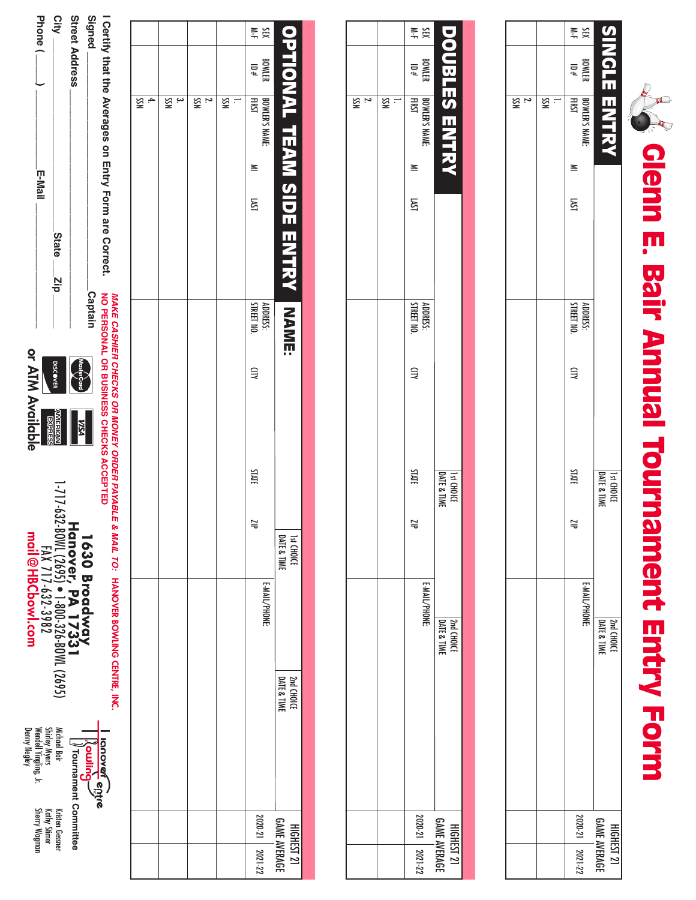# Glenn E. Bair Annual Tournament Entry Form

## SINGLE ENTRY

| SEX M-F | BOWLER ID # | BOWLER'S NAME: FIRST | MI | LAST | ADDRESS: STREET NO. | CITY | STATE | ZIP | E-MAIL/PHONE: | 1st CHOICE DATE & TIME | 2nd CHOICE DATE & TIME | HIGHEST 21 GAME AVERAGE 2020-21 | 2021-22 |
|---|---|---|---|---|---|---|---|---|---|---|---|---|---|
| | | 1. SSN | | | | | | | | | | | |
| | | 2. SSN | | | | | | | | | | | |

## DOUBLES ENTRY

| SEX M-F | BOWLER ID # | BOWLER'S NAME: FIRST | MI | LAST | ADDRESS: STREET NO. | CITY | STATE | ZIP | E-MAIL/PHONE: | 1st CHOICE DATE & TIME | 2nd CHOICE DATE & TIME | HIGHEST 21 GAME AVERAGE 2020-21 | 2021-22 |
|---|---|---|---|---|---|---|---|---|---|---|---|---|---|
| | | 1. SSN | | | | | | | | | | | |
| | | 2. SSN | | | | | | | | | | | |

## OPTIONAL TEAM SIDE ENTRY NAME:

| SEX M-F | BOWLER ID # | BOWLER'S NAME: FIRST | MI | LAST | ADDRESS: STREET NO. | CITY | STATE | ZIP | E-MAIL/PHONE: | 1st CHOICE DATE & TIME | 2nd CHOICE DATE & TIME | HIGHEST 21 GAME AVERAGE 2020-21 | 2021-22 |
|---|---|---|---|---|---|---|---|---|---|---|---|---|---|
| | | 1. SSN | | | | | | | | | | | |
| | | 2. SSN | | | | | | | | | | | |
| | | 3. SSN | | | | | | | | | | | |
| | | 4. SSN | | | | | | | | | | | |

**I Certify that the Averages on Entry Form are Correct.**

Signed ______________________ Captain

Street Address ______________________

City ______________ State ____ Zip ______

Phone (____) ______________ E-Mail ______________

***MAKE CASHIER CHECKS OR MONEY ORDER PAYABLE & MAIL TO: HANOVER BOWLING CENTRE, INC.***
**NO PERSONAL OR BUSINESS CHECKS ACCEPTED**

MasterCard, VISA, DISCOVER, AMERICAN EXPRESS
**or ATM Available**

**1630 Broadway**
**Hanover, PA 17331**
1-717-632-BOWL (2695) • 1-800-326-BOWL (2695)
FAX 717-632-3982
**mail@HBCbowl.com**

Hanover Bowling Centre
**Tournament Committee**

Michael Bair
Shirley Myers
Wendel Yingling, Jr.
Denny Negley
Kristen Gessner
Kathy Stimer
Sherry Wagman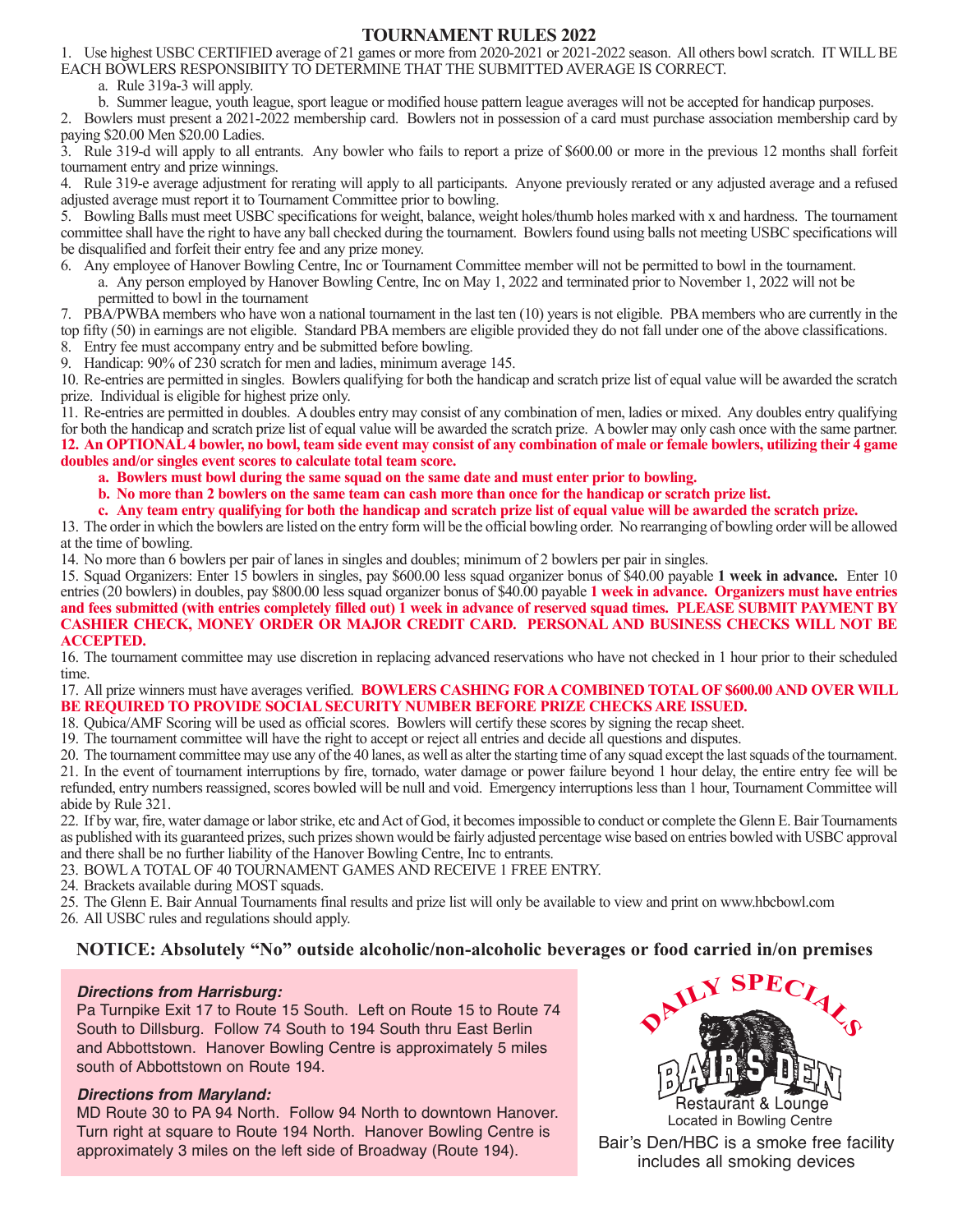# TOURNAMENT RULES 2022

1. Use highest USBC CERTIFIED average of 21 games or more from 2020-2021 or 2021-2022 season. All others bowl scratch. IT WILL BE EACH BOWLERS RESPONSIBIITY TO DETERMINE THAT THE SUBMITTED AVERAGE IS CORRECT.
   a. Rule 319a-3 will apply.
   b. Summer league, youth league, sport league or modified house pattern league averages will not be accepted for handicap purposes.
2. Bowlers must present a 2021-2022 membership card. Bowlers not in possession of a card must purchase association membership card by paying $20.00 Men $20.00 Ladies.
3. Rule 319-d will apply to all entrants. Any bowler who fails to report a prize of $600.00 or more in the previous 12 months shall forfeit tournament entry and prize winnings.
4. Rule 319-e average adjustment for rerating will apply to all participants. Anyone previously rerated or any adjusted average and a refused adjusted average must report it to Tournament Committee prior to bowling.
5. Bowling Balls must meet USBC specifications for weight, balance, weight holes/thumb holes marked with x and hardness. The tournament committee shall have the right to have any ball checked during the tournament. Bowlers found using balls not meeting USBC specifications will be disqualified and forfeit their entry fee and any prize money.
6. Any employee of Hanover Bowling Centre, Inc or Tournament Committee member will not be permitted to bowl in the tournament.
   a. Any person employed by Hanover Bowling Centre, Inc on May 1, 2022 and terminated prior to November 1, 2022 will not be permitted to bowl in the tournament
7. PBA/PWBA members who have won a national tournament in the last ten (10) years is not eligible. PBA members who are currently in the top fifty (50) in earnings are not eligible. Standard PBA members are eligible provided they do not fall under one of the above classifications.
8. Entry fee must accompany entry and be submitted before bowling.
9. Handicap: 90% of 230 scratch for men and ladies, minimum average 145.
10. Re-entries are permitted in singles. Bowlers qualifying for both the handicap and scratch prize list of equal value will be awarded the scratch prize. Individual is eligible for highest prize only.
11. Re-entries are permitted in doubles. A doubles entry may consist of any combination of men, ladies or mixed. Any doubles entry qualifying for both the handicap and scratch prize list of equal value will be awarded the scratch prize. A bowler may only cash once with the same partner.
12. **An OPTIONAL 4 bowler, no bowl, team side event may consist of any combination of male or female bowlers, utilizing their 4 game doubles and/or singles event scores to calculate total team score.**
    **a. Bowlers must bowl during the same squad on the same date and must enter prior to bowling.**
    **b. No more than 2 bowlers on the same team can cash more than once for the handicap or scratch prize list.**
    **c. Any team entry qualifying for both the handicap and scratch prize list of equal value will be awarded the scratch prize.**
13. The order in which the bowlers are listed on the entry form will be the official bowling order. No rearranging of bowling order will be allowed at the time of bowling.
14. No more than 6 bowlers per pair of lanes in singles and doubles; minimum of 2 bowlers per pair in singles.
15. Squad Organizers: Enter 15 bowlers in singles, pay $600.00 less squad organizer bonus of $40.00 payable **1 week in advance.** Enter 10 entries (20 bowlers) in doubles, pay $800.00 less squad organizer bonus of $40.00 payable **1 week in advance. Organizers must have entries and fees submitted (with entries completely filled out) 1 week in advance of reserved squad times. PLEASE SUBMIT PAYMENT BY CASHIER CHECK, MONEY ORDER OR MAJOR CREDIT CARD. PERSONAL AND BUSINESS CHECKS WILL NOT BE ACCEPTED.**
16. The tournament committee may use discretion in replacing advanced reservations who have not checked in 1 hour prior to their scheduled time.
17. All prize winners must have averages verified. **BOWLERS CASHING FOR A COMBINED TOTAL OF $600.00 AND OVER WILL BE REQUIRED TO PROVIDE SOCIAL SECURITY NUMBER BEFORE PRIZE CHECKS ARE ISSUED.**
18. Qubica/AMF Scoring will be used as official scores. Bowlers will certify these scores by signing the recap sheet.
19. The tournament committee will have the right to accept or reject all entries and decide all questions and disputes.
20. The tournament committee may use any of the 40 lanes, as well as alter the starting time of any squad except the last squads of the tournament.
21. In the event of tournament interruptions by fire, tornado, water damage or power failure beyond 1 hour delay, the entire entry fee will be refunded, entry numbers reassigned, scores bowled will be null and void. Emergency interruptions less than 1 hour, Tournament Committee will abide by Rule 321.
22. If by war, fire, water damage or labor strike, etc and Act of God, it becomes impossible to conduct or complete the Glenn E. Bair Tournaments as published with its guaranteed prizes, such prizes shown would be fairly adjusted percentage wise based on entries bowled with USBC approval and there shall be no further liability of the Hanover Bowling Centre, Inc to entrants.
23. BOWL A TOTAL OF 40 TOURNAMENT GAMES AND RECEIVE 1 FREE ENTRY.
24. Brackets available during MOST squads.
25. The Glenn E. Bair Annual Tournaments final results and prize list will only be available to view and print on www.hbcbowl.com
26. All USBC rules and regulations should apply.

**NOTICE: Absolutely "No" outside alcoholic/non-alcoholic beverages or food carried in/on premises**

***Directions from Harrisburg:***

Pa Turnpike Exit 17 to Route 15 South. Left on Route 15 to Route 74 South to Dillsburg. Follow 74 South to 194 South thru East Berlin and Abbottstown. Hanover Bowling Centre is approximately 5 miles south of Abbottstown on Route 194.

***Directions from Maryland:***

MD Route 30 to PA 94 North. Follow 94 North to downtown Hanover. Turn right at square to Route 194 North. Hanover Bowling Centre is approximately 3 miles on the left side of Broadway (Route 194).

DAILY SPECIALS

BAIR'S DEN
Restaurant & Lounge
Located in Bowling Centre

Bair's Den/HBC is a smoke free facility includes all smoking devices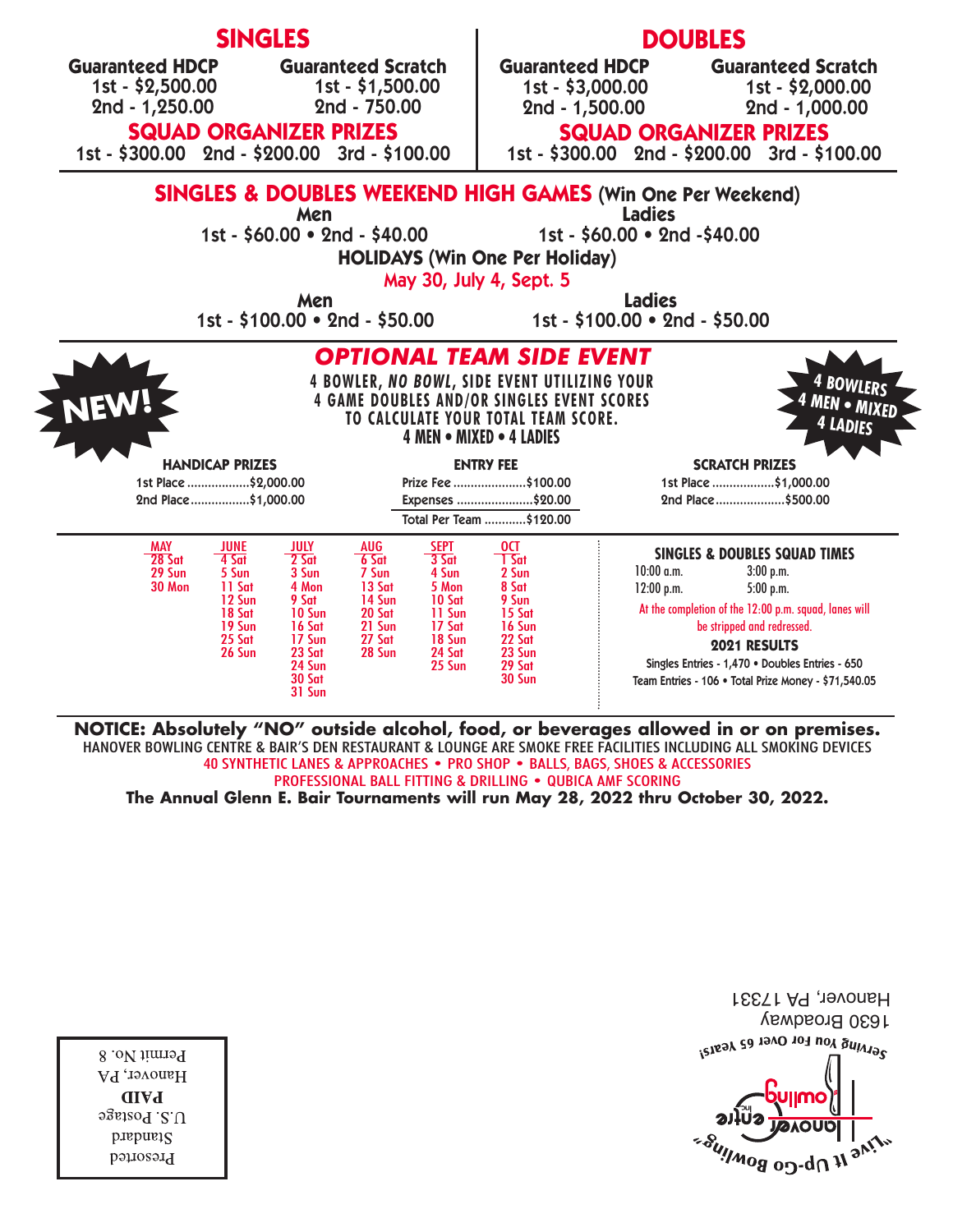## SINGLES

**Guaranteed HDCP**
1st - $2,500.00
2nd - 1,250.00

**Guaranteed Scratch**
1st - $1,500.00
2nd - 750.00

**SQUAD ORGANIZER PRIZES**
1st - $300.00 2nd - $200.00 3rd - $100.00

## DOUBLES

**Guaranteed HDCP**
1st - $3,000.00
2nd - 1,500.00

**Guaranteed Scratch**
1st - $2,000.00
2nd - 1,000.00

**SQUAD ORGANIZER PRIZES**
1st - $300.00 2nd - $200.00 3rd - $100.00

## SINGLES & DOUBLES WEEKEND HIGH GAMES (Win One Per Weekend)

**Men**
1st - $60.00 • 2nd - $40.00

**Ladies**
1st - $60.00 • 2nd -$40.00

**HOLIDAYS (Win One Per Holiday)**
May 30, July 4, Sept. 5

**Men**
1st - $100.00 • 2nd - $50.00

**Ladies**
1st - $100.00 • 2nd - $50.00

## *OPTIONAL TEAM SIDE EVENT*

NEW!

4 BOWLER, *NO BOWL*, SIDE EVENT UTILIZING YOUR 4 GAME DOUBLES AND/OR SINGLES EVENT SCORES TO CALCULATE YOUR TOTAL TEAM SCORE.
**4 MEN • MIXED • 4 LADIES**

4 BOWLERS
4 MEN • MIXED
4 LADIES

**HANDICAP PRIZES**
1st Place ..................$2,000.00
2nd Place.................$1,000.00

**ENTRY FEE**
Prize Fee .....................$100.00
Expenses ......................$20.00
Total Per Team ............$120.00

**SCRATCH PRIZES**
1st Place ..................$1,000.00
2nd Place....................$500.00

| MAY | JUNE | JULY | AUG | SEPT | OCT |
|---|---|---|---|---|---|
| 28 Sat | 4 Sat | 2 Sat | 6 Sat | 3 Sat | 1 Sat |
| 29 Sun | 5 Sun | 3 Sun | 7 Sun | 4 Sun | 2 Sun |
| 30 Mon | 11 Sat | 4 Mon | 13 Sat | 5 Mon | 8 Sat |
| | 12 Sun | 9 Sat | 14 Sun | 10 Sat | 9 Sun |
| | 18 Sat | 10 Sun | 20 Sat | 11 Sun | 15 Sat |
| | 19 Sun | 16 Sat | 21 Sun | 17 Sat | 16 Sun |
| | 25 Sat | 17 Sun | 27 Sat | 18 Sun | 22 Sat |
| | 26 Sun | 23 Sat | 28 Sun | 24 Sat | 23 Sun |
| | | 24 Sun | | 25 Sun | 29 Sat |
| | | 30 Sat | | | 30 Sun |
| | | 31 Sun | | | |

**SINGLES & DOUBLES SQUAD TIMES**
10:00 a.m. 3:00 p.m.
12:00 p.m. 5:00 p.m.

At the completion of the 12:00 p.m. squad, lanes will be stripped and redressed.

**2021 RESULTS**
Singles Entries - 1,470 • Doubles Entries - 650
Team Entries - 106 • Total Prize Money - $71,540.05

**NOTICE: Absolutely "NO" outside alcohol, food, or beverages allowed in or on premises.**
HANOVER BOWLING CENTRE & BAIR'S DEN RESTAURANT & LOUNGE ARE SMOKE FREE FACILITIES INCLUDING ALL SMOKING DEVICES
40 SYNTHETIC LANES & APPROACHES • PRO SHOP • BALLS, BAGS, SHOES & ACCESSORIES
PROFESSIONAL BALL FITTING & DRILLING • QUBICA AMF SCORING
**The Annual Glenn E. Bair Tournaments will run May 28, 2022 thru October 30, 2022.**

"Live It Up-Go Bowling"
Hanover Bowling Centre Inc.
Serving You For Over 65 Years!
1630 Broadway
Hanover, PA 17331

Presorted
Standard
U.S. Postage
**PAID**
Hanover, PA
Permit No. 8